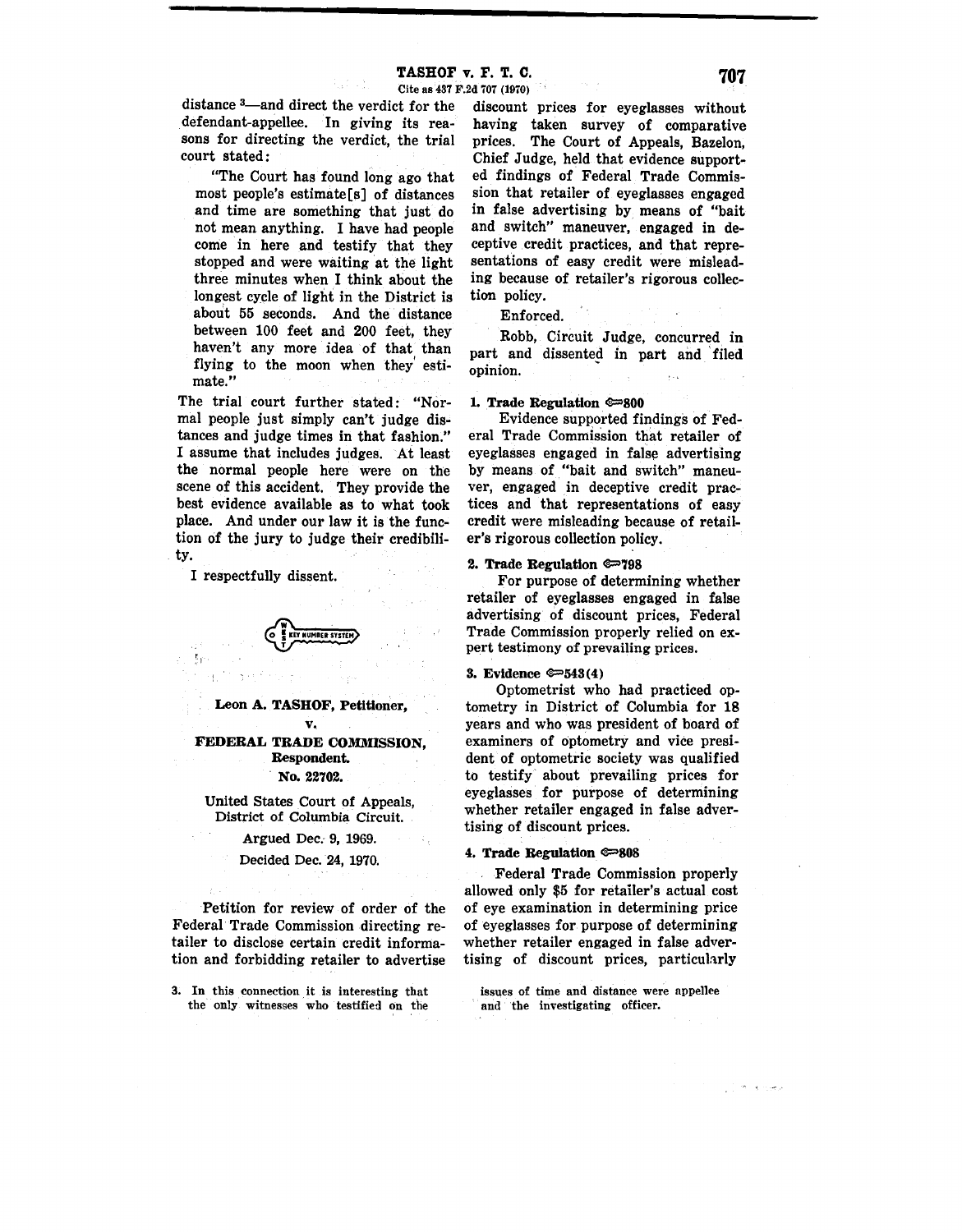distance [3]—and direct the verdict for the defendant-appellee. In giving its reasons for directing the verdict, the trial court stated:

> "The Court has found long ago that most people's estimate[s] of distances and time are something that just do not mean anything. I have had people come in here and testify that they stopped and were waiting at the light three minutes when I think about the longest cycle of light in the District is about 55 seconds. And the distance between 100 feet and 200 feet, they haven't any more idea of that than flying to the moon when they estimate."

The trial court further stated: "Normal people just simply can't judge distances and judge times in that fashion." I assume that includes judges. At least the normal people here were on the scene of this accident. They provide the best evidence available as to what took place. And under our law it is the function of the jury to judge their credibility.

I respectfully dissent.

3. In this connection it is interesting that the only witnesses who testified on the issues of time and distance were appellee and the investigating officer.

---

**Leon A. TASHOF, Petitioner,**

**v.**

**FEDERAL TRADE COMMISSION, Respondent.**

**No. 22702.**

United States Court of Appeals, District of Columbia Circuit.

Argued Dec. 9, 1969.

Decided Dec. 24, 1970.

Petition for review of order of the Federal Trade Commission directing retailer to disclose certain credit information and forbidding retailer to advertise discount prices for eyeglasses without having taken survey of comparative prices. The Court of Appeals, Bazelon, Chief Judge, held that evidence supported findings of Federal Trade Commission that retailer of eyeglasses engaged in false advertising by means of "bait and switch" maneuver, engaged in deceptive credit practices, and that representations of easy credit were misleading because of retailer's rigorous collection policy.

Enforced.

Robb, Circuit Judge, concurred in part and dissented in part and filed opinion.

**1. Trade Regulation ⟹800**

Evidence supported findings of Federal Trade Commission that retailer of eyeglasses engaged in false advertising by means of "bait and switch" maneuver, engaged in deceptive credit practices and that representations of easy credit were misleading because of retailer's rigorous collection policy.

**2. Trade Regulation ⟹798**

For purpose of determining whether retailer of eyeglasses engaged in false advertising of discount prices, Federal Trade Commission properly relied on expert testimony of prevailing prices.

**3. Evidence ⟹543(4)**

Optometrist who had practiced optometry in District of Columbia for 18 years and who was president of board of examiners of optometry and vice president of optometric society was qualified to testify about prevailing prices for eyeglasses for purpose of determining whether retailer engaged in false advertising of discount prices.

**4. Trade Regulation ⟹808**

Federal Trade Commission properly allowed only $5 for retailer's actual cost of eye examination in determining price of eyeglasses for purpose of determining whether retailer engaged in false advertising of discount prices, particularly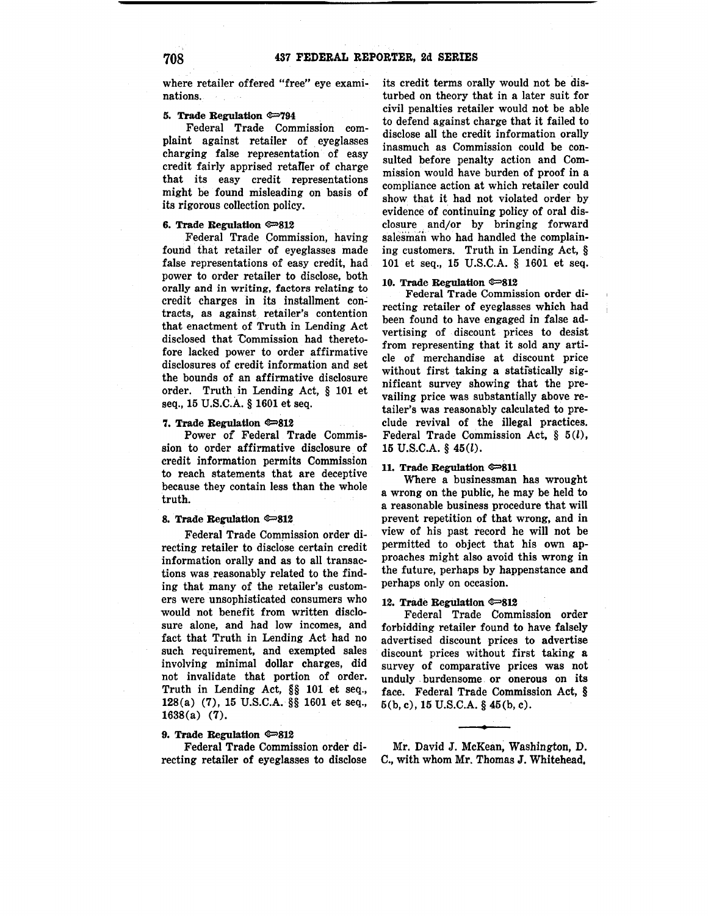where retailer offered "free" eye examinations.

**5. Trade Regulation ⚬794**

Federal Trade Commission complaint against retailer of eyeglasses charging false representation of easy credit fairly apprised retailer of charge that its easy credit representations might be found misleading on basis of its rigorous collection policy.

**6. Trade Regulation ⚬812**

Federal Trade Commission, having found that retailer of eyeglasses made false representations of easy credit, had power to order retailer to disclose, both orally and in writing, factors relating to credit charges in its installment contracts, as against retailer's contention that enactment of Truth in Lending Act disclosed that Commission had theretofore lacked power to order affirmative disclosures of credit information and set the bounds of an affirmative disclosure order. Truth in Lending Act, § 101 et seq., 15 U.S.C.A. § 1601 et seq.

**7. Trade Regulation ⚬812**

Power of Federal Trade Commission to order affirmative disclosure of credit information permits Commission to reach statements that are deceptive because they contain less than the whole truth.

**8. Trade Regulation ⚬812**

Federal Trade Commission order directing retailer to disclose certain credit information orally and as to all transactions was reasonably related to the finding that many of the retailer's customers were unsophisticated consumers who would not benefit from written disclosure alone, and had low incomes, and fact that Truth in Lending Act had no such requirement, and exempted sales involving minimal dollar charges, did not invalidate that portion of order. Truth in Lending Act, §§ 101 et seq., 128(a) (7), 15 U.S.C.A. §§ 1601 et seq., 1638(a) (7).

**9. Trade Regulation ⚬812**

Federal Trade Commission order directing retailer of eyeglasses to disclose its credit terms orally would not be disturbed on theory that in a later suit for civil penalties retailer would not be able to defend against charge that it failed to disclose all the credit information orally inasmuch as Commission could be consulted before penalty action and Commission would have burden of proof in a compliance action at which retailer could show that it had not violated order by evidence of continuing policy of oral disclosure and/or by bringing forward salesman who had handled the complaining customers. Truth in Lending Act, § 101 et seq., 15 U.S.C.A. § 1601 et seq.

**10. Trade Regulation ⚬812**

Federal Trade Commission order directing retailer of eyeglasses which had been found to have engaged in false advertising of discount prices to desist from representing that it sold any article of merchandise at discount price without first taking a statistically significant survey showing that the prevailing price was substantially above retailer's was reasonably calculated to preclude revival of the illegal practices. Federal Trade Commission Act, § 5(*l*), 15 U.S.C.A. § 45(*l*).

**11. Trade Regulation ⚬811**

Where a businessman has wrought a wrong on the public, he may be held to a reasonable business procedure that will prevent repetition of that wrong, and in view of his past record he will not be permitted to object that his own approaches might also avoid this wrong in the future, perhaps by happenstance and perhaps only on occasion.

**12. Trade Regulation ⚬812**

Federal Trade Commission order forbidding retailer found to have falsely advertised discount prices to advertise discount prices without first taking a survey of comparative prices was not unduly burdensome or onerous on its face. Federal Trade Commission Act, § 5(b, c), 15 U.S.C.A. § 45(b, c).

---

Mr. David J. McKean, Washington, D. C., with whom Mr. Thomas J. Whitehead,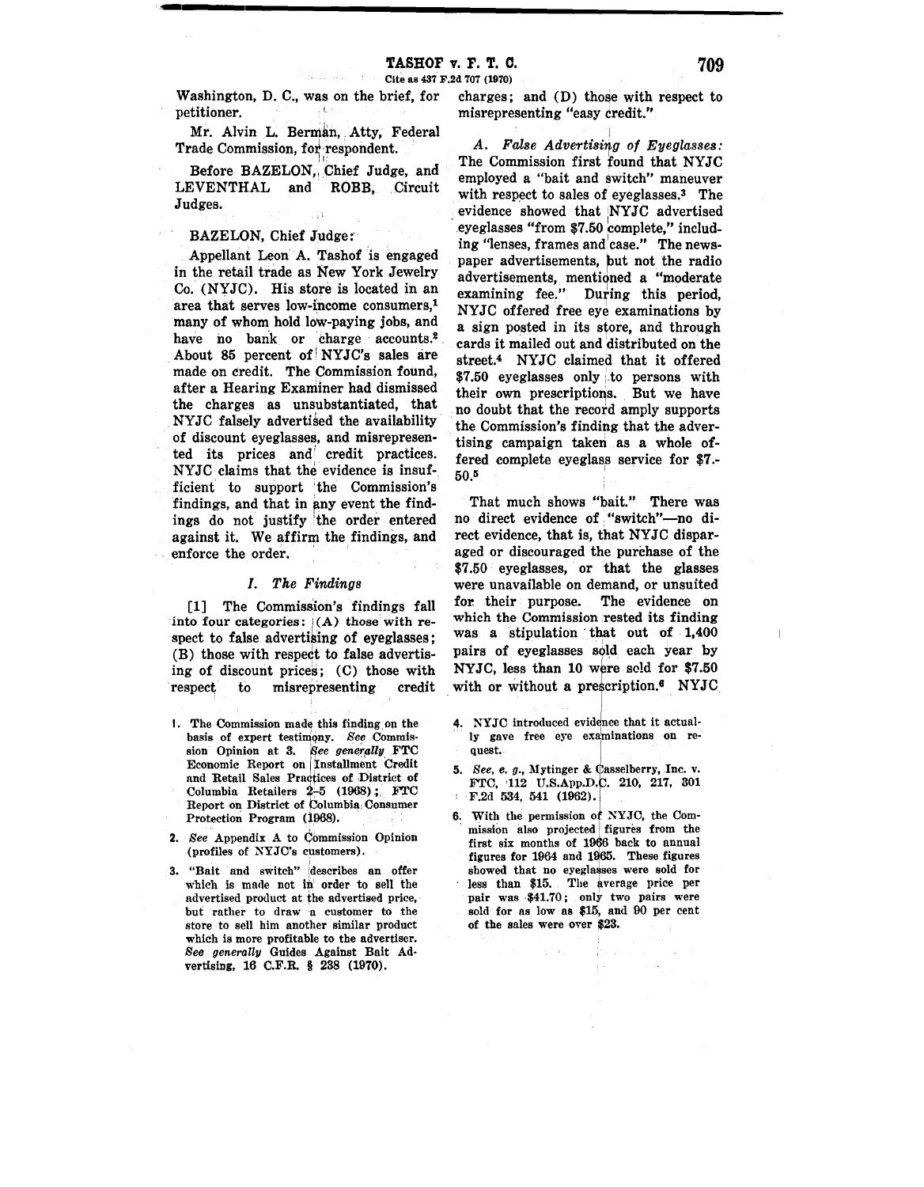Washington, D. C., was on the brief, for petitioner.

Mr. Alvin L. Berman, Atty, Federal Trade Commission, for respondent.

Before BAZELON, Chief Judge, and LEVENTHAL and ROBB, Circuit Judges.

BAZELON, Chief Judge:

Appellant Leon A. Tashof is engaged in the retail trade as New York Jewelry Co. (NYJC). His store is located in an area that serves low-income consumers,[1] many of whom hold low-paying jobs, and have no bank or charge accounts.[2] About 85 percent of NYJC's sales are made on credit. The Commission found, after a Hearing Examiner had dismissed the charges as unsubstantiated, that NYJC falsely advertised the availability of discount eyeglasses, and misrepresented its prices and credit practices. NYJC claims that the evidence is insufficient to support the Commission's findings, and that in any event the findings do not justify the order entered against it. We affirm the findings, and enforce the order.

## *I. The Findings*

[1] The Commission's findings fall into four categories: (A) those with respect to false advertising of eyeglasses; (B) those with respect to false advertising of discount prices; (C) those with respect to misrepresenting credit charges; and (D) those with respect to misrepresenting "easy credit."

*A. False Advertising of Eyeglasses:* The Commission first found that NYJC employed a "bait and switch" maneuver with respect to sales of eyeglasses.[3] The evidence showed that NYJC advertised eyeglasses "from $7.50 complete," including "lenses, frames and case." The newspaper advertisements, but not the radio advertisements, mentioned a "moderate examining fee." During this period, NYJC offered free eye examinations by a sign posted in its store, and through cards it mailed out and distributed on the street.[4] NYJC claimed that it offered $7.50 eyeglasses only to persons with their own prescriptions. But we have no doubt that the record amply supports the Commission's finding that the advertising campaign taken as a whole offered complete eyeglass service for $7.50.[5]

That much shows "bait." There was no direct evidence of "switch"—no direct evidence, that is, that NYJC disparaged or discouraged the purchase of the $7.50 eyeglasses, or that the glasses were unavailable on demand, or unsuited for their purpose. The evidence on which the Commission rested its finding was a stipulation that out of 1,400 pairs of eyeglasses sold each year by NYJC, less than 10 were sold for $7.50 with or without a prescription.[6] NYJC

---

1. The Commission made this finding on the basis of expert testimony. *See* Commission Opinion at 3. *See generally* FTC Economic Report on Installment Credit and Retail Sales Practices of District of Columbia Retailers 2–5 (1968); FTC Report on District of Columbia Consumer Protection Program (1968).

2. *See* Appendix A to Commission Opinion (profiles of NYJC's customers).

3. "Bait and switch" describes an offer which is made not in order to sell the advertised product at the advertised price, but rather to draw a customer to the store to sell him another similar product which is more profitable to the advertiser. *See generally* Guides Against Bait Advertising, 16 C.F.R. § 238 (1970).

4. NYJC introduced evidence that it actually gave free eye examinations on request.

5. *See, e. g.*, Mytinger & Casselberry, Inc. v. FTC, 112 U.S.App.D.C. 210, 217, 301 F.2d 534, 541 (1962).

6. With the permission of NYJC, the Commission also projected figures from the first six months of 1966 back to annual figures for 1964 and 1965. These figures showed that no eyeglasses were sold for less than $15. The average price per pair was $41.70; only two pairs were sold for as low as $15, and 90 per cent of the sales were over $23.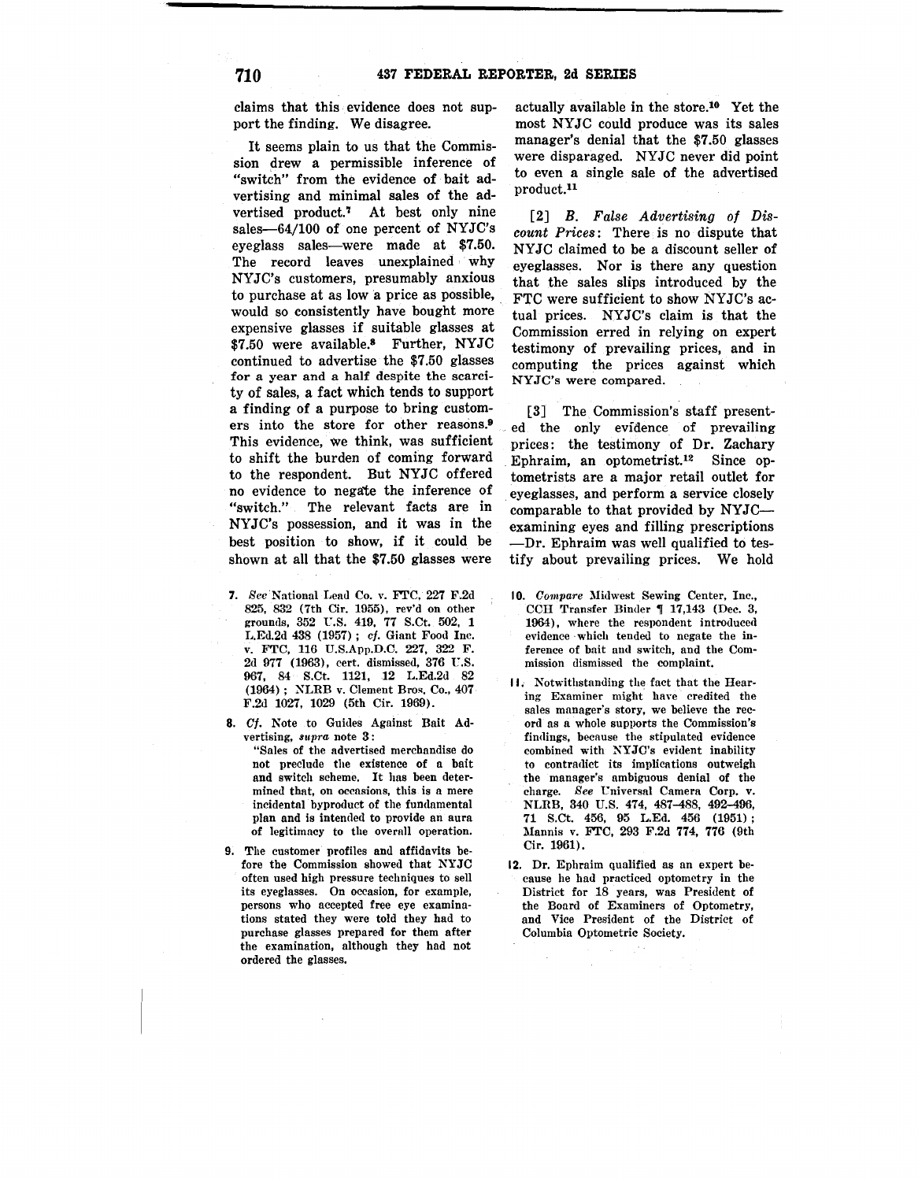claims that this evidence does not support the finding. We disagree.

It seems plain to us that the Commission drew a permissible inference of "switch" from the evidence of bait advertising and minimal sales of the advertised product.[7] At best only nine sales—64/100 of one percent of NYJC's eyeglass sales—were made at $7.50. The record leaves unexplained why NYJC's customers, presumably anxious to purchase at as low a price as possible, would so consistently have bought more expensive glasses if suitable glasses at $7.50 were available.[8] Further, NYJC continued to advertise the $7.50 glasses for a year and a half despite the scarcity of sales, a fact which tends to support a finding of a purpose to bring customers into the store for other reasons.[9] This evidence, we think, was sufficient to shift the burden of coming forward to the respondent. But NYJC offered no evidence to negate the inference of "switch." The relevant facts are in NYJC's possession, and it was in the best position to show, if it could be shown at all that the $7.50 glasses were actually available in the store.[10] Yet the most NYJC could produce was its sales manager's denial that the $7.50 glasses were disparaged. NYJC never did point to even a single sale of the advertised product.[11]

[2] *B. False Advertising of Discount Prices*: There is no dispute that NYJC claimed to be a discount seller of eyeglasses. Nor is there any question that the sales slips introduced by the FTC were sufficient to show NYJC's actual prices. NYJC's claim is that the Commission erred in relying on expert testimony of prevailing prices, and in computing the prices against which NYJC's were compared.

[3] The Commission's staff presented the only evidence of prevailing prices: the testimony of Dr. Zachary Ephraim, an optometrist.[12] Since optometrists are a major retail outlet for eyeglasses, and perform a service closely comparable to that provided by NYJC—examining eyes and filling prescriptions—Dr. Ephraim was well qualified to testify about prevailing prices. We hold

---

7. *See* National Lead Co. v. FTC, 227 F.2d 825, 832 (7th Cir. 1955), rev'd on other grounds, 352 U.S. 419, 77 S.Ct. 502, 1 L.Ed.2d 438 (1957); *cf.* Giant Food Inc. v. FTC, 116 U.S.App.D.C. 227, 322 F.2d 977 (1963), cert. dismissed, 376 U.S. 967, 84 S.Ct. 1121, 12 L.Ed.2d 82 (1964); NLRB v. Clement Bros. Co., 407 F.2d 1027, 1029 (5th Cir. 1969).

8. *Cf.* Note to Guides Against Bait Advertising, *supra* note 3:

   "Sales of the advertised merchandise do not preclude the existence of a bait and switch scheme. It has been determined that, on occasions, this is a mere incidental byproduct of the fundamental plan and is intended to provide an aura of legitimacy to the overall operation.

9. The customer profiles and affidavits before the Commission showed that NYJC often used high pressure techniques to sell its eyeglasses. On occasion, for example, persons who accepted free eye examinations stated they were told they had to purchase glasses prepared for them after the examination, although they had not ordered the glasses.

10. *Compare* Midwest Sewing Center, Inc., CCH Transfer Binder ¶ 17,143 (Dec. 3, 1964), where the respondent introduced evidence which tended to negate the inference of bait and switch, and the Commission dismissed the complaint.

11. Notwithstanding the fact that the Hearing Examiner might have credited the sales manager's story, we believe the record as a whole supports the Commission's findings, because the stipulated evidence combined with NYJC's evident inability to contradict its implications outweigh the manager's ambiguous denial of the charge. *See* Universal Camera Corp. v. NLRB, 340 U.S. 474, 487–488, 492–496, 71 S.Ct. 456, 95 L.Ed. 456 (1951); Mannis v. FTC, 293 F.2d 774, 776 (9th Cir. 1961).

12. Dr. Ephraim qualified as an expert because he had practiced optometry in the District for 18 years, was President of the Board of Examiners of Optometry, and Vice President of the District of Columbia Optometric Society.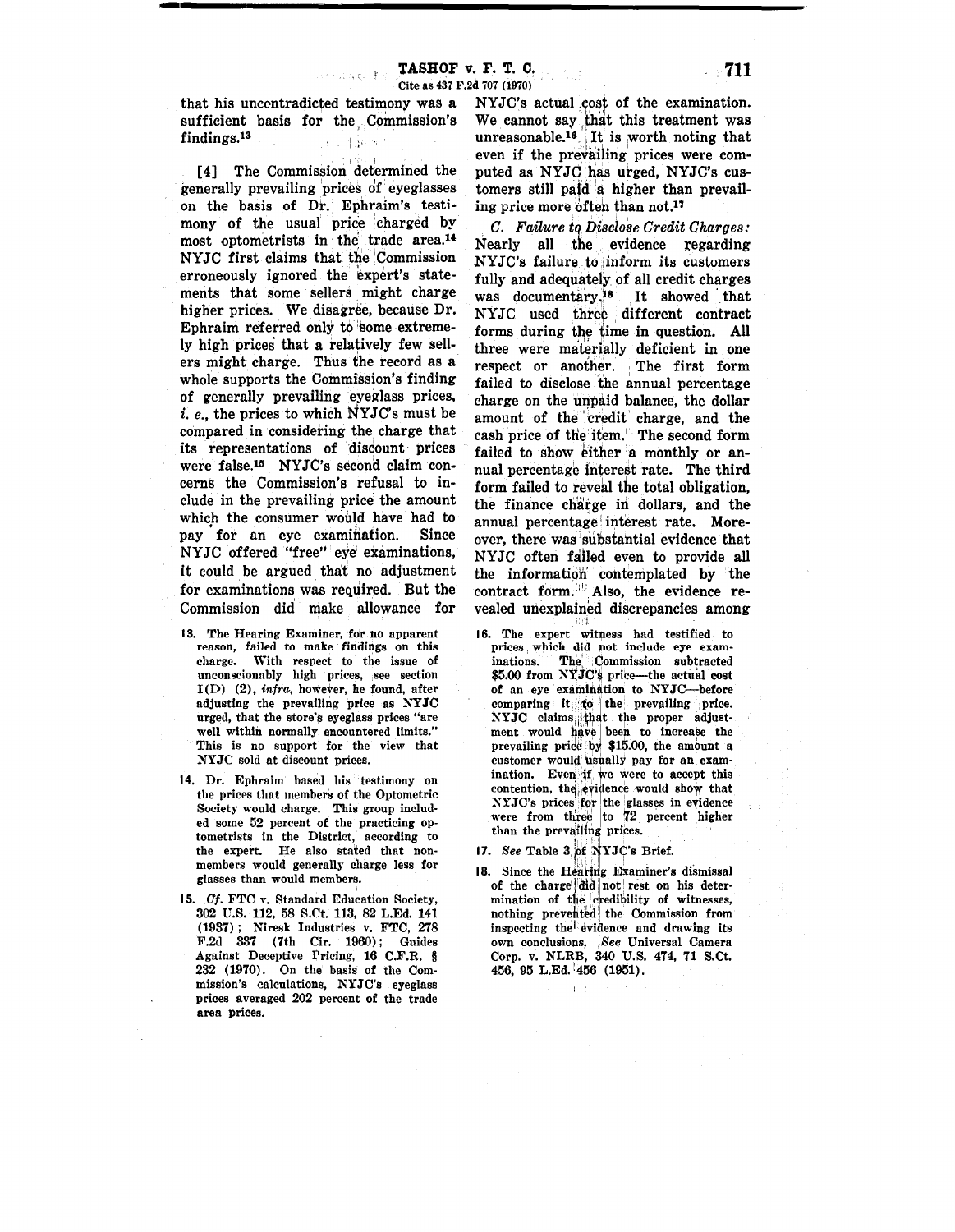that his uncontradicted testimony was a sufficient basis for the Commission's findings.[13]

[4] The Commission determined the generally prevailing prices of eyeglasses on the basis of Dr. Ephraim's testimony of the usual price charged by most optometrists in the trade area.[14] NYJC first claims that the Commission erroneously ignored the expert's statements that some sellers might charge higher prices. We disagree, because Dr. Ephraim referred only to some extremely high prices that a relatively few sellers might charge. Thus the record as a whole supports the Commission's finding of generally prevailing eyeglass prices, *i. e.*, the prices to which NYJC's must be compared in considering the charge that its representations of discount prices were false.[15] NYJC's second claim concerns the Commission's refusal to include in the prevailing price the amount which the consumer would have had to pay for an eye examination. Since NYJC offered "free" eye examinations, it could be argued that no adjustment for examinations was required. But the Commission did make allowance for NYJC's actual cost of the examination. We cannot say that this treatment was unreasonable.[16] It is worth noting that even if the prevailing prices were computed as NYJC has urged, NYJC's customers still paid a higher than prevailing price more often than not.[17]

*C. Failure to Disclose Credit Charges:* Nearly all the evidence regarding NYJC's failure to inform its customers fully and adequately of all credit charges was documentary.[18] It showed that NYJC used three different contract forms during the time in question. All three were materially deficient in one respect or another. The first form failed to disclose the annual percentage charge on the unpaid balance, the dollar amount of the credit charge, and the cash price of the item. The second form failed to show either a monthly or annual percentage interest rate. The third form failed to reveal the total obligation, the finance charge in dollars, and the annual percentage interest rate. Moreover, there was substantial evidence that NYJC often failed even to provide all the information contemplated by the contract form. Also, the evidence revealed unexplained discrepancies among

13. The Hearing Examiner, for no apparent reason, failed to make findings on this charge. With respect to the issue of unconscionably high prices, see section I(D) (2), *infra*, however, he found, after adjusting the prevailing price as NYJC urged, that the store's eyeglass prices "are well within normally encountered limits." This is no support for the view that NYJC sold at discount prices.

14. Dr. Ephraim based his testimony on the prices that members of the Optometric Society would charge. This group included some 52 percent of the practicing optometrists in the District, according to the expert. He also stated that nonmembers would generally charge less for glasses than would members.

15. *Cf.* FTC v. Standard Education Society, 302 U.S. 112, 58 S.Ct. 113, 82 L.Ed. 141 (1937); Niresk Industries v. FTC, 278 F.2d 337 (7th Cir. 1960); Guides Against Deceptive Pricing, 16 C.F.R. § 232 (1970). On the basis of the Commission's calculations, NYJC's eyeglass prices averaged 202 percent of the trade area prices.

16. The expert witness had testified to prices, which did not include eye examinations. The Commission subtracted $5.00 from NYJC's price—the actual cost of an eye examination to NYJC—before comparing it to the prevailing price. NYJC claims that the proper adjustment would have been to increase the prevailing price by $15.00, the amount a customer would usually pay for an examination. Even if we were to accept this contention, the evidence would show that NYJC's prices for the glasses in evidence were from three to 72 percent higher than the prevailing prices.

17. *See* Table 3 of NYJC's Brief.

18. Since the Hearing Examiner's dismissal of the charge did not rest on his determination of the credibility of witnesses, nothing prevented the Commission from inspecting the evidence and drawing its own conclusions. *See* Universal Camera Corp. v. NLRB, 340 U.S. 474, 71 S.Ct. 456, 95 L.Ed. 456 (1951).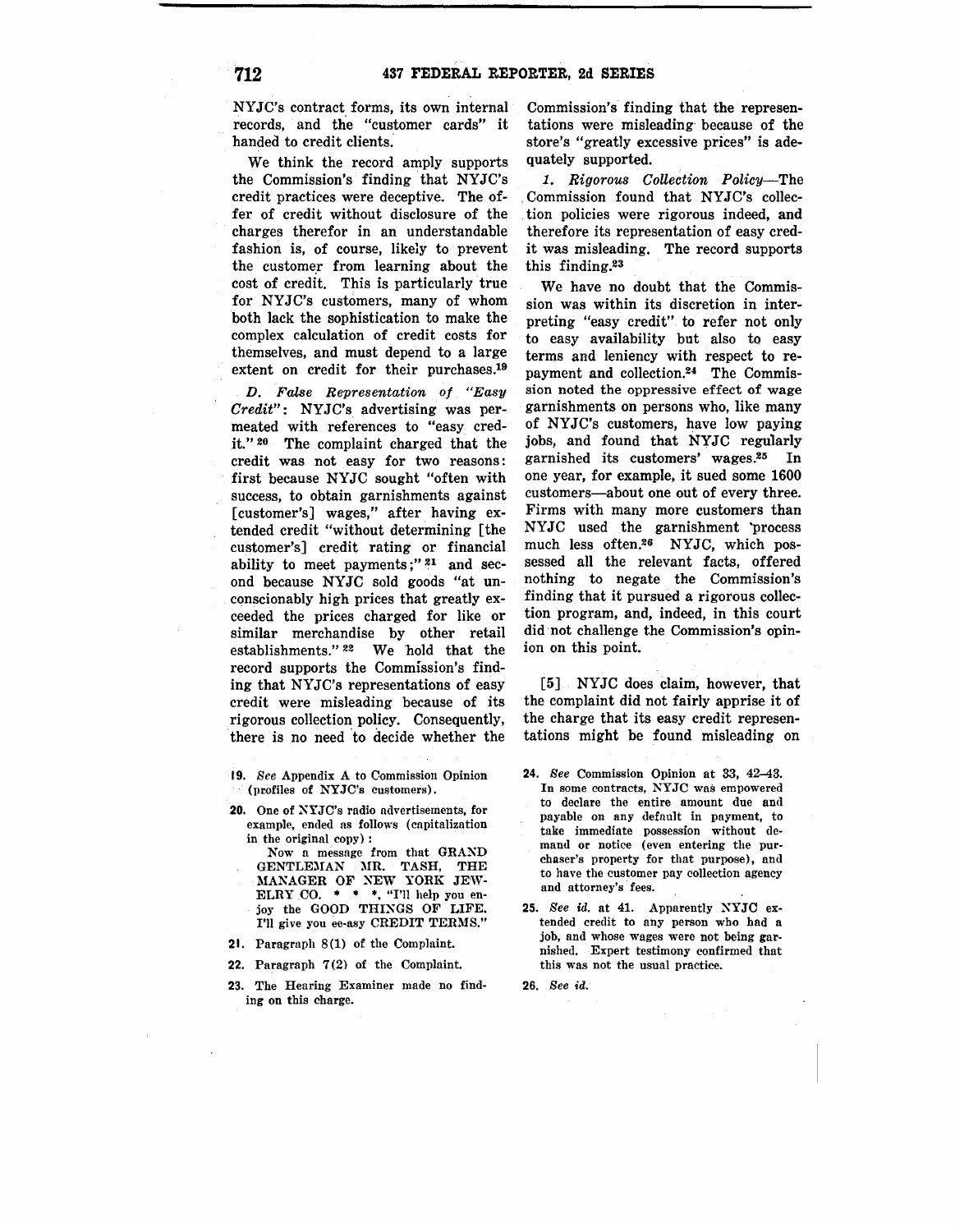NYJC's contract forms, its own internal records, and the "customer cards" it handed to credit clients.

We think the record amply supports the Commission's finding that NYJC's credit practices were deceptive. The offer of credit without disclosure of the charges therefor in an understandable fashion is, of course, likely to prevent the customer from learning about the cost of credit. This is particularly true for NYJC's customers, many of whom both lack the sophistication to make the complex calculation of credit costs for themselves, and must depend to a large extent on credit for their purchases.[19]

*D. False Representation of "Easy Credit"*: NYJC's advertising was permeated with references to "easy credit."[20] The complaint charged that the credit was not easy for two reasons: first because NYJC sought "often with success, to obtain garnishments against [customer's] wages," after having extended credit "without determining [the customer's] credit rating or financial ability to meet payments;"[21] and second because NYJC sold goods "at unconscionably high prices that greatly exceeded the prices charged for like or similar merchandise by other retail establishments."[22] We hold that the record supports the Commission's finding that NYJC's representations of easy credit were misleading because of its rigorous collection policy. Consequently, there is no need to decide whether the Commission's finding that the representations were misleading because of the store's "greatly excessive prices" is adequately supported.

*1. Rigorous Collection Policy*—The Commission found that NYJC's collection policies were rigorous indeed, and therefore its representation of easy credit was misleading. The record supports this finding.[23]

We have no doubt that the Commission was within its discretion in interpreting "easy credit" to refer not only to easy availability but also to easy terms and leniency with respect to repayment and collection.[24] The Commission noted the oppressive effect of wage garnishments on persons who, like many of NYJC's customers, have low paying jobs, and found that NYJC regularly garnished its customers' wages.[25] In one year, for example, it sued some 1600 customers—about one out of every three. Firms with many more customers than NYJC used the garnishment process much less often.[26] NYJC, which possessed all the relevant facts, offered nothing to negate the Commission's finding that it pursued a rigorous collection program, and, indeed, in this court did not challenge the Commission's opinion on this point.

[5] NYJC does claim, however, that the complaint did not fairly apprise it of the charge that its easy credit representations might be found misleading on

---

19. *See* Appendix A to Commission Opinion (profiles of NYJC's customers).

20. One of NYJC's radio advertisements, for example, ended as follows (capitalization in the original copy):

    Now a message from that GRAND GENTLEMAN MR. TASH, THE MANAGER OF NEW YORK JEWELRY CO. * * *, "I'll help you enjoy the GOOD THINGS OF LIFE. I'll give you ee-asy CREDIT TERMS."

21. Paragraph 8(1) of the Complaint.

22. Paragraph 7(2) of the Complaint.

23. The Hearing Examiner made no finding on this charge.

24. *See* Commission Opinion at 33, 42–43. In some contracts, NYJC was empowered to declare the entire amount due and payable on any default in payment, to take immediate possession without demand or notice (even entering the purchaser's property for that purpose), and to have the customer pay collection agency and attorney's fees.

25. *See id.* at 41. Apparently NYJC extended credit to any person who had a job, and whose wages were not being garnished. Expert testimony confirmed that this was not the usual practice.

26. *See id.*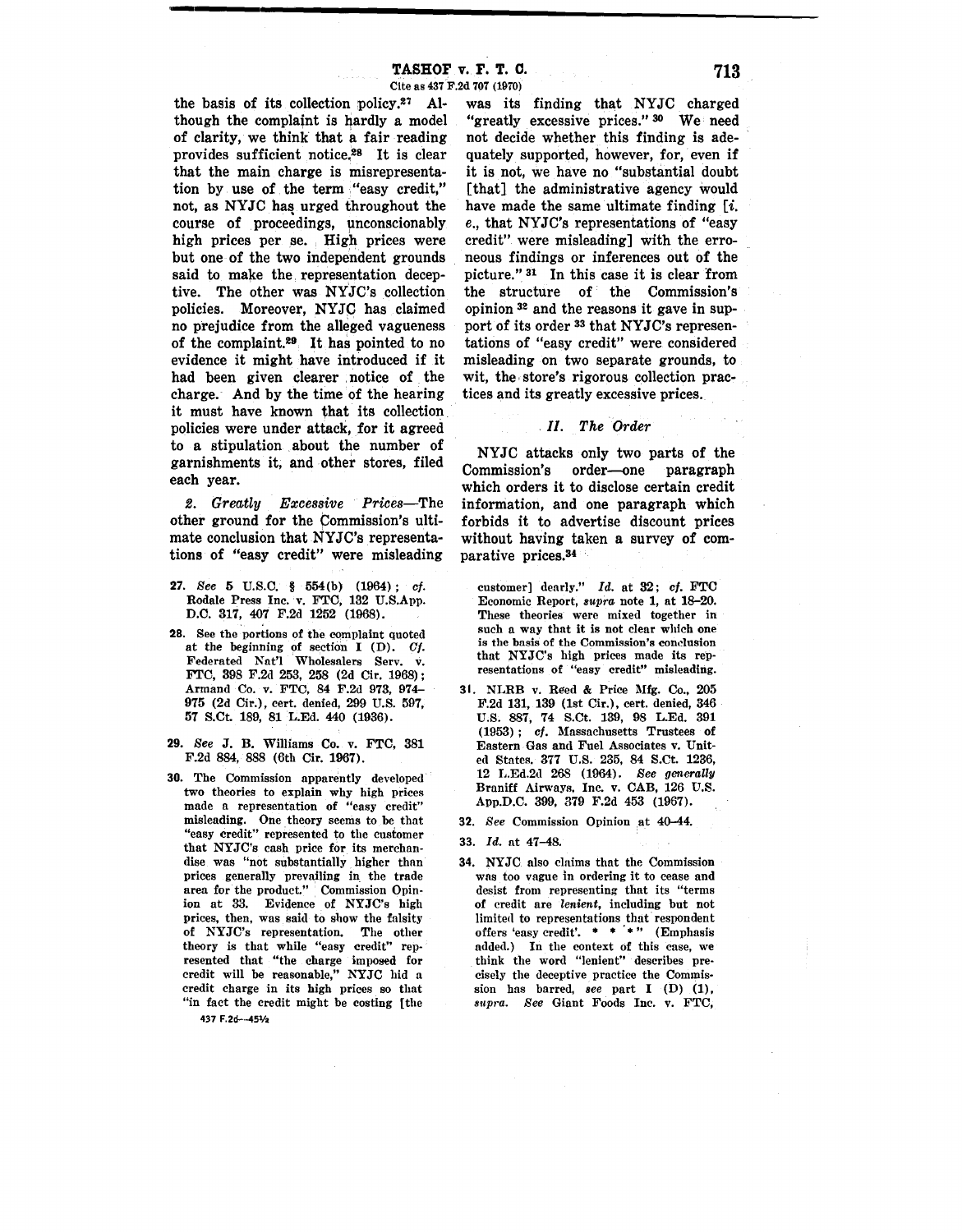the basis of its collection policy.[27] Although the complaint is hardly a model of clarity, we think that a fair reading provides sufficient notice.[28] It is clear that the main charge is misrepresentation by use of the term "easy credit," not, as NYJC has urged throughout the course of proceedings, unconscionably high prices per se. High prices were but one of the two independent grounds said to make the representation deceptive. The other was NYJC's collection policies. Moreover, NYJC has claimed no prejudice from the alleged vagueness of the complaint.[29] It has pointed to no evidence it might have introduced if it had been given clearer notice of the charge. And by the time of the hearing it must have known that its collection policies were under attack, for it agreed to a stipulation about the number of garnishments it, and other stores, filed each year.

*2. Greatly Excessive Prices*—The other ground for the Commission's ultimate conclusion that NYJC's representations of "easy credit" were misleading was its finding that NYJC charged "greatly excessive prices."[30] We need not decide whether this finding is adequately supported, however, for, even if it is not, we have no "substantial doubt [that] the administrative agency would have made the same ultimate finding [*i. e.*, that NYJC's representations of "easy credit" were misleading] with the erroneous findings or inferences out of the picture."[31] In this case it is clear from the structure of the Commission's opinion[32] and the reasons it gave in support of its order[33] that NYJC's representations of "easy credit" were considered misleading on two separate grounds, to wit, the store's rigorous collection practices and its greatly excessive prices.

## *II. The Order*

NYJC attacks only two parts of the Commission's order—one paragraph which orders it to disclose certain credit information, and one paragraph which forbids it to advertise discount prices without having taken a survey of comparative prices.[34]

---

27. *See* 5 U.S.C. § 554(b) (1964); *cf.* Rodale Press Inc. v. FTC, 132 U.S.App. D.C. 317, 407 F.2d 1252 (1968).

28. See the portions of the complaint quoted at the beginning of section I (D). *Cf.* Federated Nat'l Wholesalers Serv. v. FTC, 398 F.2d 253, 258 (2d Cir. 1968); Armand Co. v. FTC, 84 F.2d 973, 974–975 (2d Cir.), cert. denied, 299 U.S. 597, 57 S.Ct. 189, 81 L.Ed. 440 (1936).

29. *See* J. B. Williams Co. v. FTC, 381 F.2d 884, 888 (6th Cir. 1967).

30. The Commission apparently developed two theories to explain why high prices made a representation of "easy credit" misleading. One theory seems to be that "easy credit" represented to the customer that NYJC's cash price for its merchandise was "not substantially higher than prices generally prevailing in the trade area for the product." Commission Opinion at 33. Evidence of NYJC's high prices, then, was said to show the falsity of NYJC's representation. The other theory is that while "easy credit" represented that "the charge imposed for credit will be reasonable," NYJC hid a credit charge in its high prices so that "in fact the credit might be costing [the customer] dearly." *Id.* at 32; *cf.* FTC Economic Report, *supra* note 1, at 18–20. These theories were mixed together in such a way that it is not clear which one is the basis of the Commission's conclusion that NYJC's high prices made its representations of "easy credit" misleading.

31. NLRB v. Reed & Price Mfg. Co., 205 F.2d 131, 139 (1st Cir.), cert. denied, 346 U.S. 887, 74 S.Ct. 139, 98 L.Ed. 391 (1953); *cf.* Massachusetts Trustees of Eastern Gas and Fuel Associates v. United States, 377 U.S. 235, 84 S.Ct. 1236, 12 L.Ed.2d 268 (1964). *See generally* Braniff Airways, Inc. v. CAB, 126 U.S. App.D.C. 399, 379 F.2d 453 (1967).

32. *See* Commission Opinion at 40–44.

33. *Id.* at 47–48.

34. NYJC also claims that the Commission was too vague in ordering it to cease and desist from representing that its "terms of credit are *lenient*, including but not limited to representations that respondent offers 'easy credit'. * * *" (Emphasis added.) In the context of this case, we think the word "lenient" describes precisely the deceptive practice the Commission has barred, *see* part I (D) (1), *supra*. *See* Giant Foods Inc. v. FTC,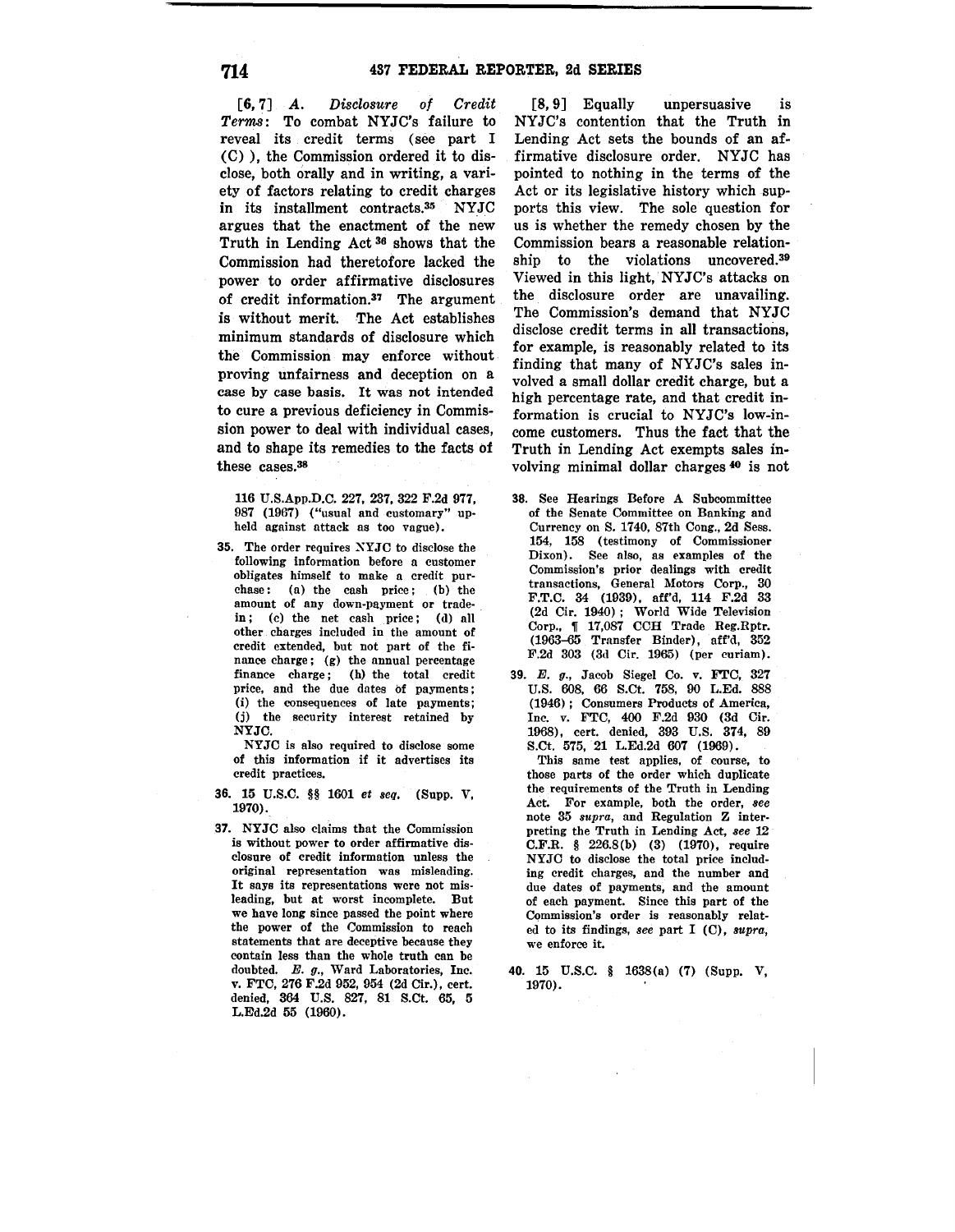[6, 7] *A. Disclosure of Credit Terms*: To combat NYJC's failure to reveal its credit terms (see part I (C)), the Commission ordered it to disclose, both orally and in writing, a variety of factors relating to credit charges in its installment contracts.[35] NYJC argues that the enactment of the new Truth in Lending Act[36] shows that the Commission had theretofore lacked the power to order affirmative disclosures of credit information.[37] The argument is without merit. The Act establishes minimum standards of disclosure which the Commission may enforce without proving unfairness and deception on a case by case basis. It was not intended to cure a previous deficiency in Commission power to deal with individual cases, and to shape its remedies to the facts of these cases.[38]

[8, 9] Equally unpersuasive is NYJC's contention that the Truth in Lending Act sets the bounds of an affirmative disclosure order. NYJC has pointed to nothing in the terms of the Act or its legislative history which supports this view. The sole question for us is whether the remedy chosen by the Commission bears a reasonable relationship to the violations uncovered.[39] Viewed in this light, NYJC's attacks on the disclosure order are unavailing. The Commission's demand that NYJC disclose credit terms in all transactions, for example, is reasonably related to its finding that many of NYJC's sales involved a small dollar credit charge, but a high percentage rate, and that credit information is crucial to NYJC's low-income customers. Thus the fact that the Truth in Lending Act exempts sales involving minimal dollar charges[40] is not

116 U.S.App.D.C. 227, 237, 322 F.2d 977, 987 (1967) ("usual and customary" upheld against attack as too vague).

35. The order requires NYJC to disclose the following information before a customer obligates himself to make a credit purchase: (a) the cash price; (b) the amount of any down-payment or trade-in; (c) the net cash price; (d) all other charges included in the amount of credit extended, but not part of the finance charge; (g) the annual percentage finance charge; (h) the total credit price, and the due dates of payments; (i) the consequences of late payments; (j) the security interest retained by NYJC.

NYJC is also required to disclose some of this information if it advertises its credit practices.

36. 15 U.S.C. §§ 1601 *et seq.* (Supp. V, 1970).

37. NYJC also claims that the Commission is without power to order affirmative disclosure of credit information unless the original representation was misleading. It says its representations were not misleading, but at worst incomplete. But we have long since passed the point where the power of the Commission to reach statements that are deceptive because they contain less than the whole truth can be doubted. *E. g.*, Ward Laboratories, Inc. v. FTC, 276 F.2d 952, 954 (2d Cir.), cert. denied, 364 U.S. 827, 81 S.Ct. 65, 5 L.Ed.2d 55 (1960).

38. See Hearings Before A Subcommittee of the Senate Committee on Banking and Currency on S. 1740, 87th Cong., 2d Sess. 154, 158 (testimony of Commissioner Dixon). See also, as examples of the Commission's prior dealings with credit transactions, General Motors Corp., 30 F.T.C. 34 (1939), aff'd, 114 F.2d 33 (2d Cir. 1940); World Wide Television Corp., ¶ 17,087 CCH Trade Reg.Rptr. (1963–65 Transfer Binder), aff'd, 352 F.2d 303 (3d Cir. 1965) (per curiam).

39. *E. g.*, Jacob Siegel Co. v. FTC, 327 U.S. 608, 66 S.Ct. 758, 90 L.Ed. 888 (1946); Consumers Products of America, Inc. v. FTC, 400 F.2d 930 (3d Cir. 1968), cert. denied, 393 U.S. 374, 89 S.Ct. 575, 21 L.Ed.2d 607 (1969).

This same test applies, of course, to those parts of the order which duplicate the requirements of the Truth in Lending Act. For example, both the order, *see* note 35 *supra*, and Regulation Z interpreting the Truth in Lending Act, *see* 12 C.F.R. § 226.8(b) (3) (1970), require NYJC to disclose the total price including credit charges, and the number and due dates of payments, and the amount of each payment. Since this part of the Commission's order is reasonably related to its findings, *see* part I (C), *supra*, we enforce it.

40. 15 U.S.C. § 1638(a) (7) (Supp. V, 1970).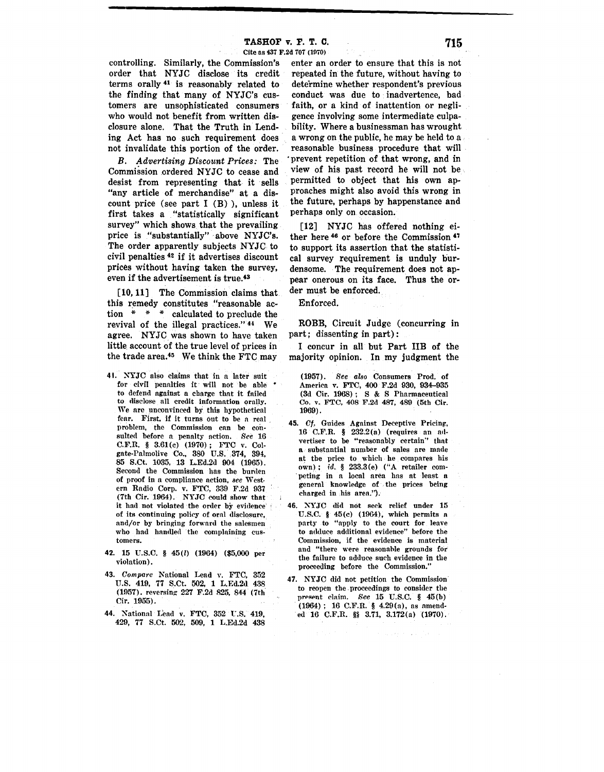controlling. Similarly, the Commission's order that NYJC disclose its credit terms orally [41] is reasonably related to the finding that many of NYJC's customers are unsophisticated consumers who would not benefit from written disclosure alone. That the Truth in Lending Act has no such requirement does not invalidate this portion of the order.

*B. Advertising Discount Prices:* The Commission ordered NYJC to cease and desist from representing that it sells "any article of merchandise" at a discount price (see part I (B)), unless it first takes a "statistically significant survey" which shows that the prevailing price is "substantially" above NYJC's. The order apparently subjects NYJC to civil penalties [42] if it advertises discount prices without having taken the survey, even if the advertisement is true.[43]

[10, 11] The Commission claims that this remedy constitutes "reasonable action * * * calculated to preclude the revival of the illegal practices." [44] We agree. NYJC was shown to have taken little account of the true level of prices in the trade area.[45] We think the FTC may enter an order to ensure that this is not repeated in the future, without having to determine whether respondent's previous conduct was due to inadvertence, bad faith, or a kind of inattention or negligence involving some intermediate culpability. Where a businessman has wrought a wrong on the public, he may be held to a reasonable business procedure that will prevent repetition of that wrong, and in view of his past record he will not be permitted to object that his own approaches might also avoid this wrong in the future, perhaps by happenstance and perhaps only on occasion.

[12] NYJC has offered nothing either here [46] or before the Commission [47] to support its assertion that the statistical survey requirement is unduly burdensome. The requirement does not appear onerous on its face. Thus the order must be enforced.

Enforced.

ROBB, Circuit Judge (concurring in part; dissenting in part):

I concur in all but Part IIB of the majority opinion. In my judgment the

---

41. NYJC also claims that in a later suit for civil penalties it will not be able to defend against a charge that it failed to disclose all credit information orally. We are unconvinced by this hypothetical fear. First, if it turns out to be a real problem, the Commission can be consulted before a penalty action. *See* 16 C.F.R. § 3.61(c) (1970); FTC v. Colgate-Palmolive Co., 380 U.S. 374, 394, 85 S.Ct. 1035, 13 L.Ed.2d 904 (1965). Second the Commission has the burden of proof in a compliance action, *see* Western Radio Corp. v. FTC, 339 F.2d 937 (7th Cir. 1964). NYJC could show that it had not violated the order by evidence of its continuing policy of oral disclosure, and/or by bringing forward the salesmen who had handled the complaining customers.

42. 15 U.S.C. § 45(*l*) (1964) ($5,000 per violation).

43. *Compare* National Lead v. FTC, 352 U.S. 419, 77 S.Ct. 502, 1 L.Ed.2d 438 (1957), reversing 227 F.2d 825, 844 (7th Cir. 1955).

44. National Lead v. FTC, 352 U.S. 419, 429, 77 S.Ct. 502, 509, 1 L.Ed.2d 438 (1957). *See also* Consumers Prod. of America v. FTC, 400 F.2d 930, 934–935 (3d Cir. 1968); S & S Pharmaceutical Co. v. FTC, 408 F.2d 487, 489 (5th Cir. 1969).

45. *Cf.* Guides Against Deceptive Pricing, 16 C.F.R. § 232.2(a) (requires an advertiser to be "reasonably certain" that a substantial number of sales are made at the price to which he compares his own); *id.* § 233.3(e) ("A retailer competing in a local area has at least a general knowledge of the prices being charged in his area.").

46. NYJC did not seek relief under 15 U.S.C. § 45(c) (1964), which permits a party to "apply to the court for leave to adduce additional evidence" before the Commission, if the evidence is material and "there were reasonable grounds for the failure to adduce such evidence in the proceeding before the Commission."

47. NYJC did not petition the Commission to reopen the proceedings to consider the present claim. *See* 15 U.S.C. § 45(b) (1964); 16 C.F.R. § 4.29(a), as amended 16 C.F.R. §§ 3.71, 3.172(a) (1970).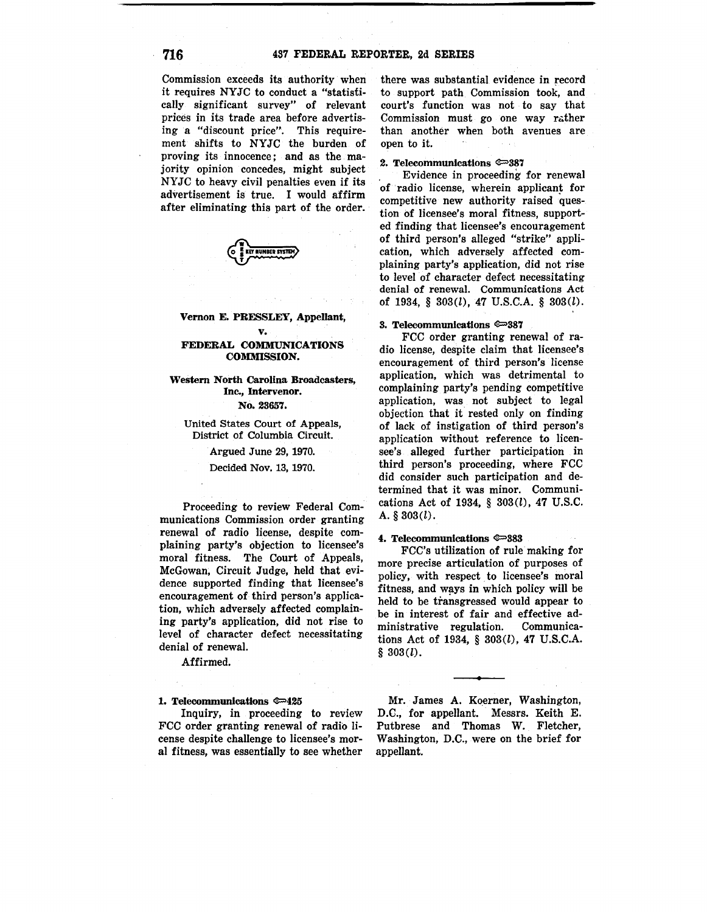Commission exceeds its authority when it requires NYJC to conduct a "statistically significant survey" of relevant prices in its trade area before advertising a "discount price". This requirement shifts to NYJC the burden of proving its innocence; and as the majority opinion concedes, might subject NYJC to heavy civil penalties even if its advertisement is true. I would affirm after eliminating this part of the order.

**Vernon E. PRESSLEY, Appellant,**

**v.**

**FEDERAL COMMUNICATIONS COMMISSION.**

**Western North Carolina Broadcasters, Inc., Intervenor.**

**No. 23657.**

United States Court of Appeals, District of Columbia Circuit.

Argued June 29, 1970.

Decided Nov. 13, 1970.

Proceeding to review Federal Communications Commission order granting renewal of radio license, despite complaining party's objection to licensee's moral fitness. The Court of Appeals, McGowan, Circuit Judge, held that evidence supported finding that licensee's encouragement of third person's application, which adversely affected complaining party's application, did not rise to level of character defect necessitating denial of renewal.

Affirmed.

**1. Telecommunications ⇐425**

Inquiry, in proceeding to review FCC order granting renewal of radio license despite challenge to licensee's moral fitness, was essentially to see whether there was substantial evidence in record to support path Commission took, and court's function was not to say that Commission must go one way rather than another when both avenues are open to it.

**2. Telecommunications ⇐387**

Evidence in proceeding for renewal of radio license, wherein applicant for competitive new authority raised question of licensee's moral fitness, supported finding that licensee's encouragement of third person's alleged "strike" application, which adversely affected complaining party's application, did not rise to level of character defect necessitating denial of renewal. Communications Act of 1934, § 303(*l*), 47 U.S.C.A. § 303(*l*).

**3. Telecommunications ⇐387**

FCC order granting renewal of radio license, despite claim that licensee's encouragement of third person's license application, which was detrimental to complaining party's pending competitive application, was not subject to legal objection that it rested only on finding of lack of instigation of third person's application without reference to licensee's alleged further participation in third person's proceeding, where FCC did consider such participation and determined that it was minor. Communications Act of 1934, § 303(*l*), 47 U.S.C.A. § 303(*l*).

**4. Telecommunications ⇐383**

FCC's utilization of rule making for more precise articulation of purposes of policy, with respect to licensee's moral fitness, and ways in which policy will be held to be transgressed would appear to be in interest of fair and effective administrative regulation. Communications Act of 1934, § 303(*l*), 47 U.S.C.A. § 303(*l*).

Mr. James A. Koerner, Washington, D.C., for appellant. Messrs. Keith E. Putbrese and Thomas W. Fletcher, Washington, D.C., were on the brief for appellant.